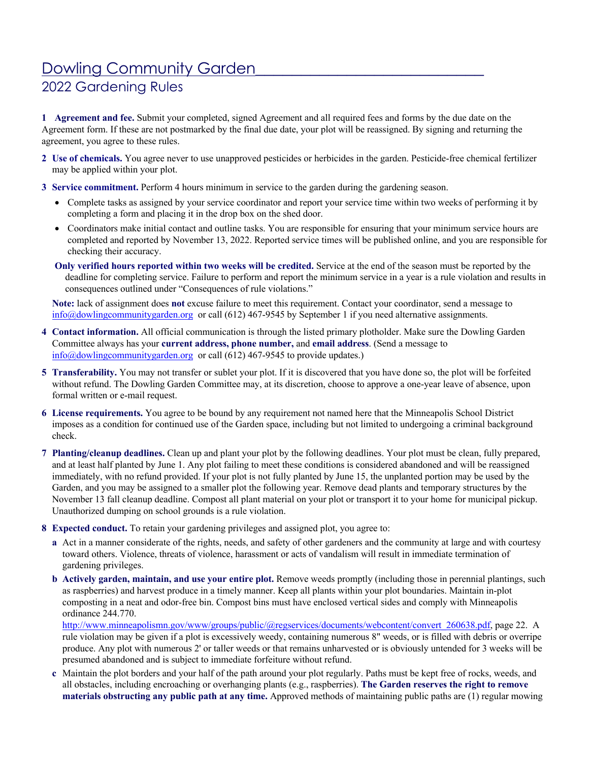# Dowling Community Garden

## 2022 Gardening Rules

**1 Agreement and fee.** Submit your completed, signed Agreement and all required fees and forms by the due date on the Agreement form. If these are not postmarked by the final due date, your plot will be reassigned. By signing and returning the agreement, you agree to these rules.

**2 Use of chemicals.** You agree never to use unapproved pesticides or herbicides in the garden. Pesticide-free chemical fertilizer may be applied within your plot.

**3 Service commitment.** Perform 4 hours minimum in service to the garden during the gardening season.

- Complete tasks as assigned by your service coordinator and report your service time within two weeks of performing it by completing a form and placing it in the drop box on the shed door.
- Coordinators make initial contact and outline tasks. You are responsible for ensuring that your minimum service hours are completed and reported by November 13, 2022. Reported service times will be published online, and you are responsible for checking their accuracy.

**Only verified hours reported within two weeks will be credited.** Service at the end of the season must be reported by the deadline for completing service. Failure to perform and report the minimum service in a year is a rule violation and results in consequences outlined under "Consequences of rule violations."

**Note:** lack of assignment does **not** excuse failure to meet this requirement. Contact your coordinator, send a message to info@dowlingcommunitygarden.org or call (612) 467-9545 by September 1 if you need alternative assignments.

**4 Contact information.** All official communication is through the listed primary plotholder. Make sure the Dowling Garden Committee always has your **current address, phone number,** and **email address**. (Send a message to info@dowlingcommunitygarden.org or call (612) 467-9545 to provide updates.)

**5 Transferability.** You may not transfer or sublet your plot. If it is discovered that you have done so, the plot will be forfeited without refund. The Dowling Garden Committee may, at its discretion, choose to approve a one-year leave of absence, upon formal written or e-mail request.

**6 License requirements.** You agree to be bound by any requirement not named here that the Minneapolis School District imposes as a condition for continued use of the Garden space, including but not limited to undergoing a criminal background check.

**7 Planting/cleanup deadlines.** Clean up and plant your plot by the following deadlines. Your plot must be clean, fully prepared, and at least half planted by June 1. Any plot failing to meet these conditions is considered abandoned and will be reassigned immediately, with no refund provided. If your plot is not fully planted by June 15, the unplanted portion may be used by the Garden, and you may be assigned to a smaller plot the following year. Remove dead plants and temporary structures by the November 13 fall cleanup deadline. Compost all plant material on your plot or transport it to your home for municipal pickup. Unauthorized dumping on school grounds is a rule violation.

**8 Expected conduct.** To retain your gardening privileges and assigned plot, you agree to:

**a** Act in a manner considerate of the rights, needs, and safety of other gardeners and the community at large and with courtesy toward others. Violence, threats of violence, harassment or acts of vandalism will result in immediate termination of gardening privileges.

**b** **Actively garden, maintain, and use your entire plot.** Remove weeds promptly (including those in perennial plantings, such as raspberries) and harvest produce in a timely manner. Keep all plants within your plot boundaries. Maintain in-plot composting in a neat and odor-free bin. Compost bins must have enclosed vertical sides and comply with Minneapolis ordinance 244.770. http://www.minneapolismn.gov/www/groups/public/@regservices/documents/webcontent/convert_260638.pdf, page 22. A rule violation may be given if a plot is excessively weedy, containing numerous 8" weeds, or is filled with debris or overripe produce. Any plot with numerous 2' or taller weeds or that remains unharvested or is obviously untended for 3 weeks will be presumed abandoned and is subject to immediate forfeiture without refund.

**c** Maintain the plot borders and your half of the path around your plot regularly. Paths must be kept free of rocks, weeds, and all obstacles, including encroaching or overhanging plants (e.g., raspberries). **The Garden reserves the right to remove materials obstructing any public path at any time.** Approved methods of maintaining public paths are (1) regular mowing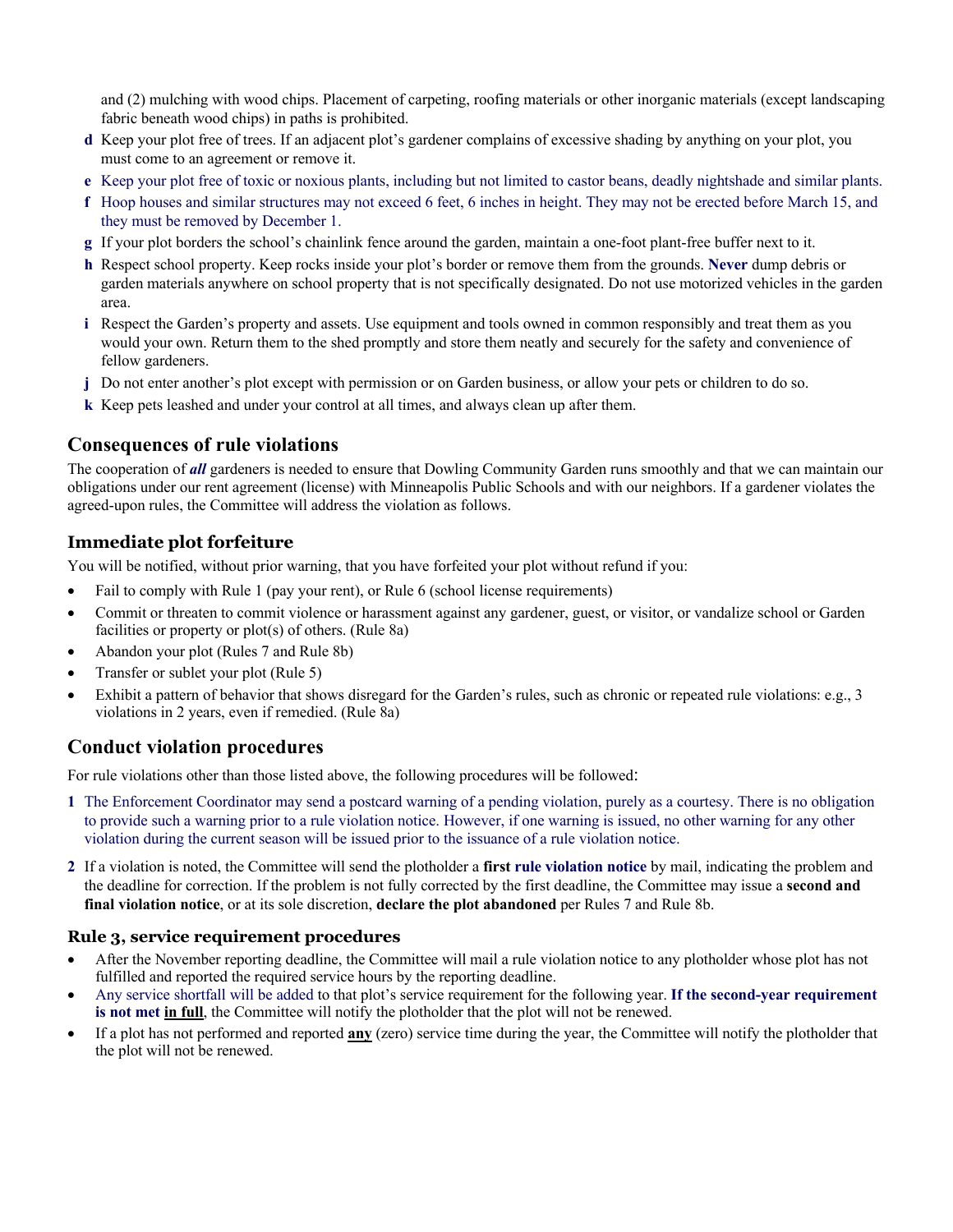and (2) mulching with wood chips. Placement of carpeting, roofing materials or other inorganic materials (except landscaping fabric beneath wood chips) in paths is prohibited.

**d** Keep your plot free of trees. If an adjacent plot's gardener complains of excessive shading by anything on your plot, you must come to an agreement or remove it.

**e** Keep your plot free of toxic or noxious plants, including but not limited to castor beans, deadly nightshade and similar plants.

**f** Hoop houses and similar structures may not exceed 6 feet, 6 inches in height. They may not be erected before March 15, and they must be removed by December 1.

**g** If your plot borders the school's chainlink fence around the garden, maintain a one-foot plant-free buffer next to it.

**h** Respect school property. Keep rocks inside your plot's border or remove them from the grounds. **Never** dump debris or garden materials anywhere on school property that is not specifically designated. Do not use motorized vehicles in the garden area.

**i** Respect the Garden's property and assets. Use equipment and tools owned in common responsibly and treat them as you would your own. Return them to the shed promptly and store them neatly and securely for the safety and convenience of fellow gardeners.

**j** Do not enter another's plot except with permission or on Garden business, or allow your pets or children to do so.

**k** Keep pets leashed and under your control at all times, and always clean up after them.

## Consequences of rule violations

The cooperation of ***all*** gardeners is needed to ensure that Dowling Community Garden runs smoothly and that we can maintain our obligations under our rent agreement (license) with Minneapolis Public Schools and with our neighbors. If a gardener violates the agreed-upon rules, the Committee will address the violation as follows.

### Immediate plot forfeiture

You will be notified, without prior warning, that you have forfeited your plot without refund if you:

- Fail to comply with Rule 1 (pay your rent), or Rule 6 (school license requirements)
- Commit or threaten to commit violence or harassment against any gardener, guest, or visitor, or vandalize school or Garden facilities or property or plot(s) of others. (Rule 8a)
- Abandon your plot (Rules 7 and Rule 8b)
- Transfer or sublet your plot (Rule 5)
- Exhibit a pattern of behavior that shows disregard for the Garden's rules, such as chronic or repeated rule violations: e.g., 3 violations in 2 years, even if remedied. (Rule 8a)

## Conduct violation procedures

For rule violations other than those listed above, the following procedures will be followed:

1. The Enforcement Coordinator may send a postcard warning of a pending violation, purely as a courtesy. There is no obligation to provide such a warning prior to a rule violation notice. However, if one warning is issued, no other warning for any other violation during the current season will be issued prior to the issuance of a rule violation notice.

2. If a violation is noted, the Committee will send the plotholder a **first rule violation notice** by mail, indicating the problem and the deadline for correction. If the problem is not fully corrected by the first deadline, the Committee may issue a **second and final violation notice**, or at its sole discretion, **declare the plot abandoned** per Rules 7 and Rule 8b.

### Rule 3, service requirement procedures

- After the November reporting deadline, the Committee will mail a rule violation notice to any plotholder whose plot has not fulfilled and reported the required service hours by the reporting deadline.
- Any service shortfall will be added to that plot's service requirement for the following year. **If the second-year requirement is not met *in full***, the Committee will notify the plotholder that the plot will not be renewed.
- If a plot has not performed and reported **any** (zero) service time during the year, the Committee will notify the plotholder that the plot will not be renewed.